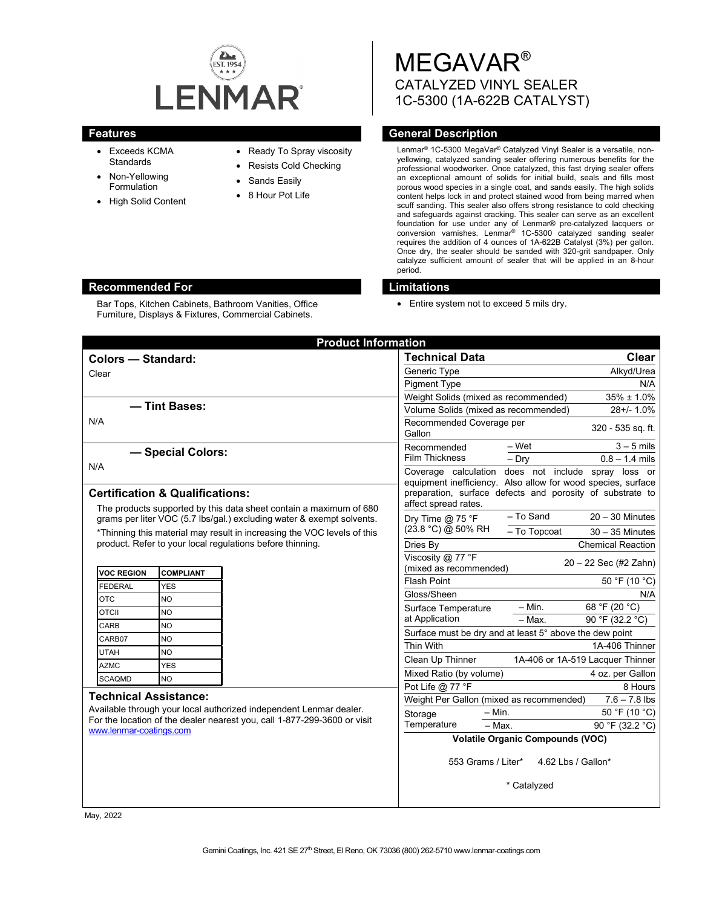# LENMAR

EST. 1954

# MEGAVAR®

## CATALYZED VINYL SEALER
## 1C-5300 (1A-622B CATALYST)

## Features

- Exceeds KCMA Standards
- Non-Yellowing Formulation
- High Solid Content
- Ready To Spray viscosity
- Resists Cold Checking
- Sands Easily
- 8 Hour Pot Life

## General Description

Lenmar® 1C-5300 MegaVar® Catalyzed Vinyl Sealer is a versatile, non-yellowing, catalyzed sanding sealer offering numerous benefits for the professional woodworker. Once catalyzed, this fast drying sealer offers an exceptional amount of solids for initial build, seals and fills most porous wood species in a single coat, and sands easily. The high solids content helps lock in and protect stained wood from being marred when scuff sanding. This sealer also offers strong resistance to cold checking and safeguards against cracking. This sealer can serve as an excellent foundation for use under any of Lenmar® pre-catalyzed lacquers or conversion varnishes. Lenmar® 1C-5300 catalyzed sanding sealer requires the addition of 4 ounces of 1A-622B Catalyst (3%) per gallon. Once dry, the sealer should be sanded with 320-grit sandpaper. Only catalyze sufficient amount of sealer that will be applied in an 8-hour period.

## Recommended For

Bar Tops, Kitchen Cabinets, Bathroom Vanities, Office Furniture, Displays & Fixtures, Commercial Cabinets.

## Limitations

- Entire system not to exceed 5 mils dry.

## Product Information

### Colors — Standard:

Clear

### — Tint Bases:

N/A

### — Special Colors:

N/A

### Certification & Qualifications:

The products supported by this data sheet contain a maximum of 680 grams per liter VOC (5.7 lbs/gal.) excluding water & exempt solvents.

*Thinning this material may result in increasing the VOC levels of this product. Refer to your local regulations before thinning.

| VOC REGION | COMPLIANT |
|---|---|
| FEDERAL | YES |
| OTC | NO |
| OTCII | NO |
| CARB | NO |
| CARB07 | NO |
| UTAH | NO |
| AZMC | YES |
| SCAQMD | NO |

### Technical Assistance:

Available through your local authorized independent Lenmar dealer. For the location of the dealer nearest you, call 1-877-299-3600 or visit www.lenmar-coatings.com

| Technical Data | | Clear |
|---|---|---|
| Generic Type | | Alkyd/Urea |
| Pigment Type | | N/A |
| Weight Solids (mixed as recommended) | | 35% ± 1.0% |
| Volume Solids (mixed as recommended) | | 28+/- 1.0% |
| Recommended Coverage per Gallon | | 320 - 535 sq. ft. |
| Recommended Film Thickness | – Wet | 3 – 5 mils |
| | – Dry | 0.8 – 1.4 mils |
| Coverage calculation does not include spray loss or equipment inefficiency. Also allow for wood species, surface preparation, surface defects and porosity of substrate to affect spread rates. | | |
| Dry Time @ 75 °F (23.8 °C) @ 50% RH | – To Sand | 20 – 30 Minutes |
| | – To Topcoat | 30 – 35 Minutes |
| Dries By | | Chemical Reaction |
| Viscosity @ 77 °F (mixed as recommended) | | 20 – 22 Sec (#2 Zahn) |
| Flash Point | | 50 °F (10 °C) |
| Gloss/Sheen | | N/A |
| Surface Temperature at Application | – Min. | 68 °F (20 °C) |
| | – Max. | 90 °F (32.2 °C) |
| Surface must be dry and at least 5° above the dew point | | |
| Thin With | | 1A-406 Thinner |
| Clean Up Thinner | | 1A-406 or 1A-519 Lacquer Thinner |
| Mixed Ratio (by volume) | | 4 oz. per Gallon |
| Pot Life @ 77 °F | | 8 Hours |
| Weight Per Gallon (mixed as recommended) | | 7.6 – 7.8 lbs |
| Storage Temperature | – Min. | 50 °F (10 °C) |
| | – Max. | 90 °F (32.2 °C) |

**Volatile Organic Compounds (VOC)**

553 Grams / Liter* 4.62 Lbs / Gallon*

\* Catalyzed

May, 2022

Gemini Coatings, Inc. 421 SE 27th Street, El Reno, OK 73036 (800) 262-5710 www.lenmar-coatings.com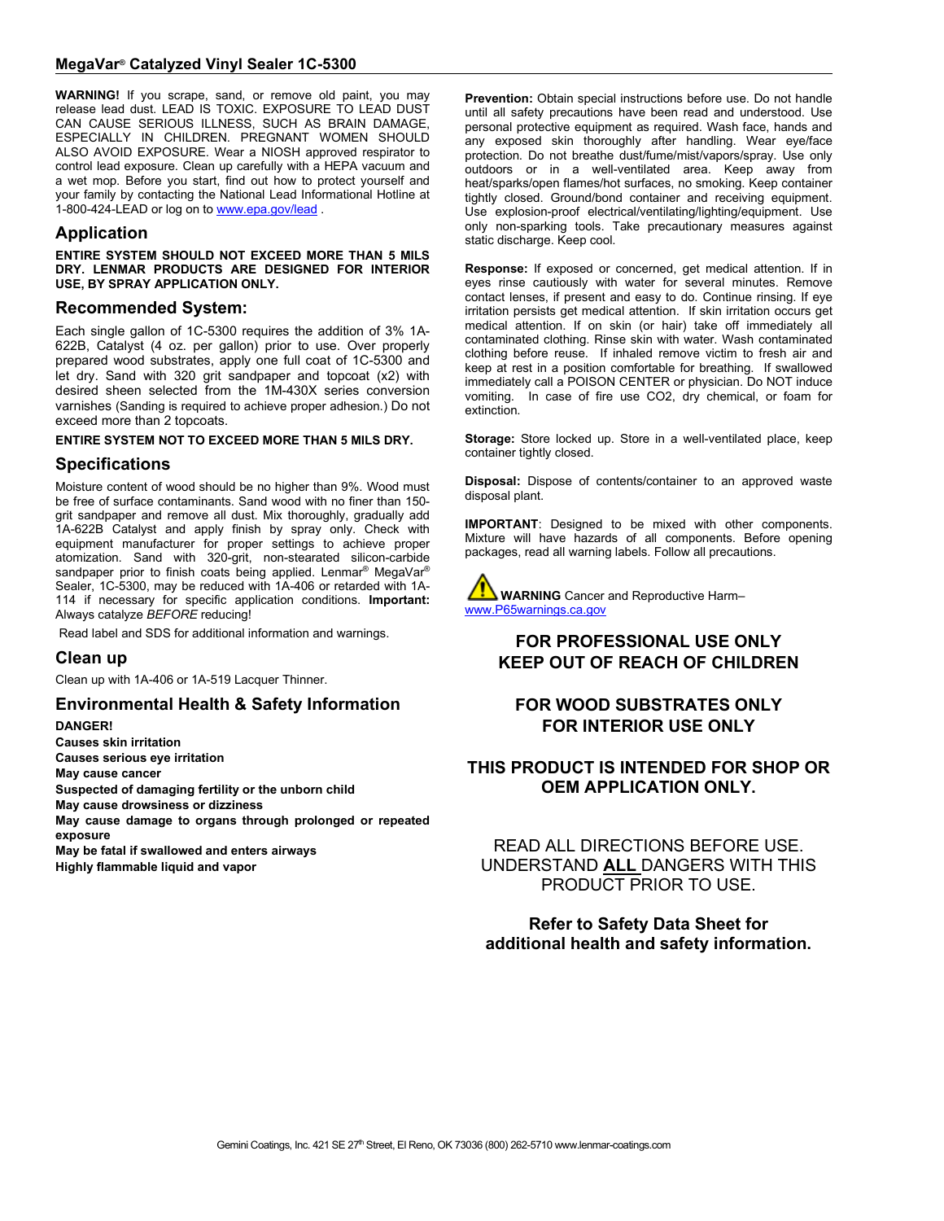## MegaVar® Catalyzed Vinyl Sealer 1C-5300

**WARNING!** If you scrape, sand, or remove old paint, you may release lead dust. LEAD IS TOXIC. EXPOSURE TO LEAD DUST CAN CAUSE SERIOUS ILLNESS, SUCH AS BRAIN DAMAGE, ESPECIALLY IN CHILDREN. PREGNANT WOMEN SHOULD ALSO AVOID EXPOSURE. Wear a NIOSH approved respirator to control lead exposure. Clean up carefully with a HEPA vacuum and a wet mop. Before you start, find out how to protect yourself and your family by contacting the National Lead Informational Hotline at 1-800-424-LEAD or log on to www.epa.gov/lead .

## Application

**ENTIRE SYSTEM SHOULD NOT EXCEED MORE THAN 5 MILS DRY. LENMAR PRODUCTS ARE DESIGNED FOR INTERIOR USE, BY SPRAY APPLICATION ONLY.**

## Recommended System:

Each single gallon of 1C-5300 requires the addition of 3% 1A-622B, Catalyst (4 oz. per gallon) prior to use. Over properly prepared wood substrates, apply one full coat of 1C-5300 and let dry. Sand with 320 grit sandpaper and topcoat (x2) with desired sheen selected from the 1M-430X series conversion varnishes (Sanding is required to achieve proper adhesion.) Do not exceed more than 2 topcoats.

**ENTIRE SYSTEM NOT TO EXCEED MORE THAN 5 MILS DRY.**

## Specifications

Moisture content of wood should be no higher than 9%. Wood must be free of surface contaminants. Sand wood with no finer than 150-grit sandpaper and remove all dust. Mix thoroughly, gradually add 1A-622B Catalyst and apply finish by spray only. Check with equipment manufacturer for proper settings to achieve proper atomization. Sand with 320-grit, non-stearated silicon-carbide sandpaper prior to finish coats being applied. Lenmar® MegaVar® Sealer, 1C-5300, may be reduced with 1A-406 or retarded with 1A-114 if necessary for specific application conditions. **Important:** Always catalyze *BEFORE* reducing!

Read label and SDS for additional information and warnings.

## Clean up

Clean up with 1A-406 or 1A-519 Lacquer Thinner.

## Environmental Health & Safety Information

**DANGER!**
**Causes skin irritation**
**Causes serious eye irritation**
**May cause cancer**
**Suspected of damaging fertility or the unborn child**
**May cause drowsiness or dizziness**
**May cause damage to organs through prolonged or repeated exposure**
**May be fatal if swallowed and enters airways**
**Highly flammable liquid and vapor**

**Prevention:** Obtain special instructions before use. Do not handle until all safety precautions have been read and understood. Use personal protective equipment as required. Wash face, hands and any exposed skin thoroughly after handling. Wear eye/face protection. Do not breathe dust/fume/mist/vapors/spray. Use only outdoors or in a well-ventilated area. Keep away from heat/sparks/open flames/hot surfaces, no smoking. Keep container tightly closed. Ground/bond container and receiving equipment. Use explosion-proof electrical/ventilating/lighting/equipment. Use only non-sparking tools. Take precautionary measures against static discharge. Keep cool.

**Response:** If exposed or concerned, get medical attention. If in eyes rinse cautiously with water for several minutes. Remove contact lenses, if present and easy to do. Continue rinsing. If eye irritation persists get medical attention. If skin irritation occurs get medical attention. If on skin (or hair) take off immediately all contaminated clothing. Rinse skin with water. Wash contaminated clothing before reuse. If inhaled remove victim to fresh air and keep at rest in a position comfortable for breathing. If swallowed immediately call a POISON CENTER or physician. Do NOT induce vomiting. In case of fire use CO2, dry chemical, or foam for extinction.

**Storage:** Store locked up. Store in a well-ventilated place, keep container tightly closed.

**Disposal:** Dispose of contents/container to an approved waste disposal plant.

**IMPORTANT**: Designed to be mixed with other components. Mixture will have hazards of all components. Before opening packages, read all warning labels. Follow all precautions.

**WARNING** Cancer and Reproductive Harm– www.P65warnings.ca.gov

**FOR PROFESSIONAL USE ONLY**
**KEEP OUT OF REACH OF CHILDREN**

**FOR WOOD SUBSTRATES ONLY**
**FOR INTERIOR USE ONLY**

**THIS PRODUCT IS INTENDED FOR SHOP OR OEM APPLICATION ONLY.**

READ ALL DIRECTIONS BEFORE USE. UNDERSTAND **ALL** DANGERS WITH THIS PRODUCT PRIOR TO USE.

**Refer to Safety Data Sheet for additional health and safety information.**

Gemini Coatings, Inc. 421 SE 27th Street, El Reno, OK 73036 (800) 262-5710 www.lenmar-coatings.com